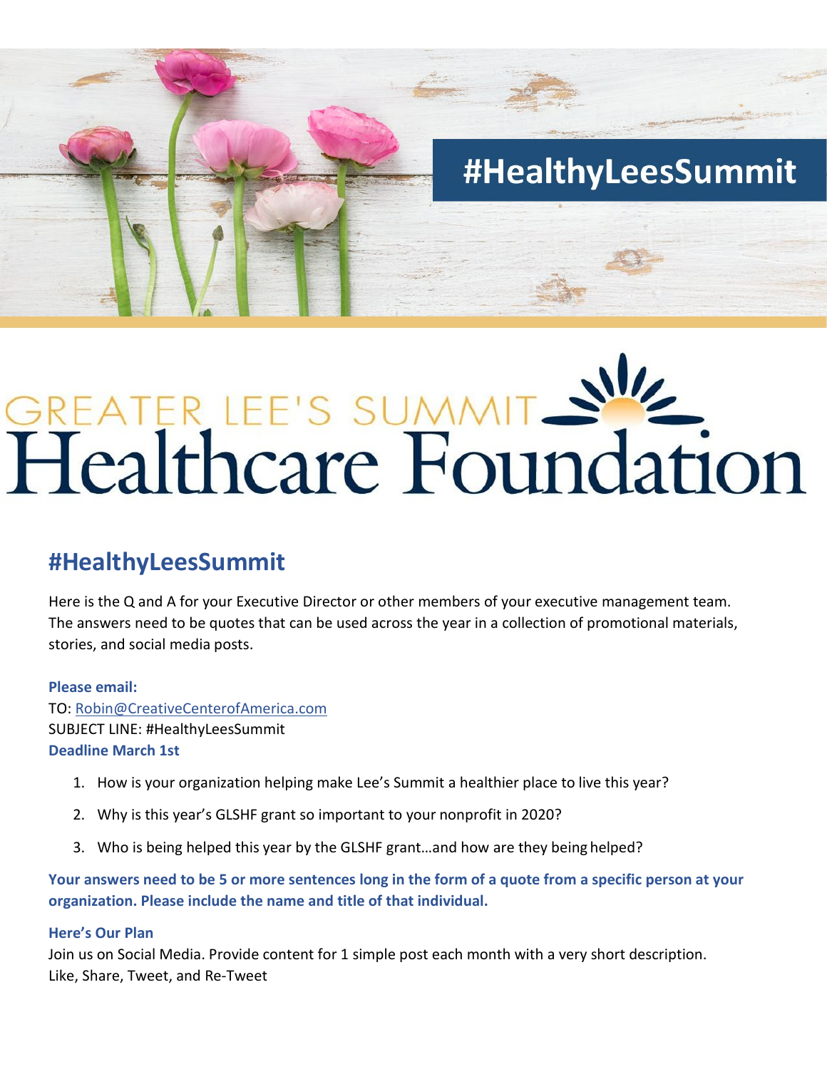#HealthyLeesSummit

GREATER LEE'S SUMMIT
Healthcare Foundation

## #HealthyLeesSummit

Here is the Q and A for your Executive Director or other members of your executive management team. The answers need to be quotes that can be used across the year in a collection of promotional materials, stories, and social media posts.

**Please email:**
TO: Robin@CreativeCenterofAmerica.com
SUBJECT LINE: #HealthyLeesSummit
**Deadline March 1st**

1. How is your organization helping make Lee's Summit a healthier place to live this year?
2. Why is this year's GLSHF grant so important to your nonprofit in 2020?
3. Who is being helped this year by the GLSHF grant…and how are they being helped?

**Your answers need to be 5 or more sentences long in the form of a quote from a specific person at your organization. Please include the name and title of that individual.**

**Here's Our Plan**
Join us on Social Media. Provide content for 1 simple post each month with a very short description.
Like, Share, Tweet, and Re-Tweet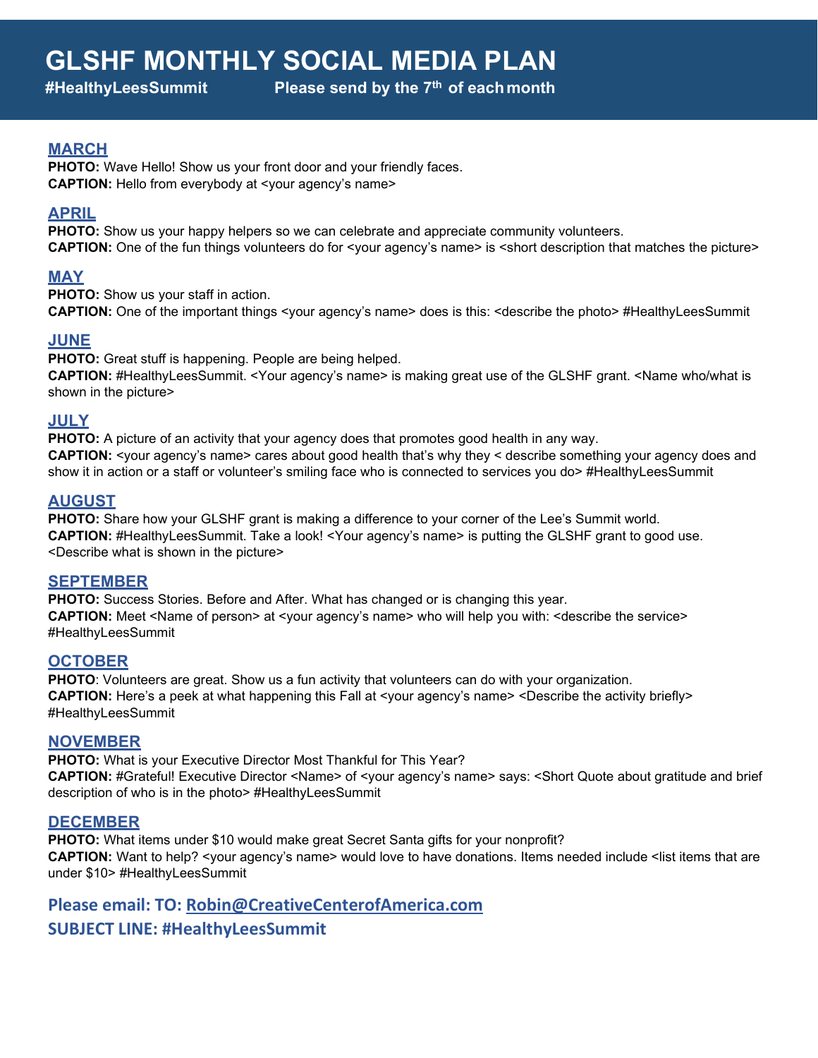# GLSHF MONTHLY SOCIAL MEDIA PLAN

**#HealthyLeesSummit** **Please send by the 7th of each month**

## MARCH

**PHOTO:** Wave Hello! Show us your front door and your friendly faces.
**CAPTION:** Hello from everybody at <your agency's name>

## APRIL

**PHOTO:** Show us your happy helpers so we can celebrate and appreciate community volunteers.
**CAPTION:** One of the fun things volunteers do for <your agency's name> is <short description that matches the picture>

## MAY

**PHOTO:** Show us your staff in action.
**CAPTION:** One of the important things <your agency's name> does is this: <describe the photo> #HealthyLeesSummit

## JUNE

**PHOTO:** Great stuff is happening. People are being helped.
**CAPTION:** #HealthyLeesSummit. <Your agency's name> is making great use of the GLSHF grant. <Name who/what is shown in the picture>

## JULY

**PHOTO:** A picture of an activity that your agency does that promotes good health in any way.
**CAPTION:** <your agency's name> cares about good health that's why they < describe something your agency does and show it in action or a staff or volunteer's smiling face who is connected to services you do> #HealthyLeesSummit

## AUGUST

**PHOTO:** Share how your GLSHF grant is making a difference to your corner of the Lee's Summit world.
**CAPTION:** #HealthyLeesSummit. Take a look! <Your agency's name> is putting the GLSHF grant to good use. <Describe what is shown in the picture>

## SEPTEMBER

**PHOTO:** Success Stories. Before and After. What has changed or is changing this year.
**CAPTION:** Meet <Name of person> at <your agency's name> who will help you with: <describe the service> #HealthyLeesSummit

## OCTOBER

**PHOTO**: Volunteers are great. Show us a fun activity that volunteers can do with your organization.
**CAPTION:** Here's a peek at what happening this Fall at <your agency's name> <Describe the activity briefly> #HealthyLeesSummit

## NOVEMBER

**PHOTO:** What is your Executive Director Most Thankful for This Year?
**CAPTION:** #Grateful! Executive Director <Name> of <your agency's name> says: <Short Quote about gratitude and brief description of who is in the photo> #HealthyLeesSummit

## DECEMBER

**PHOTO:** What items under $10 would make great Secret Santa gifts for your nonprofit?
**CAPTION:** Want to help? <your agency's name> would love to have donations. Items needed include <list items that are under $10> #HealthyLeesSummit

**Please email: TO: Robin@CreativeCenterofAmerica.com**
**SUBJECT LINE: #HealthyLeesSummit**